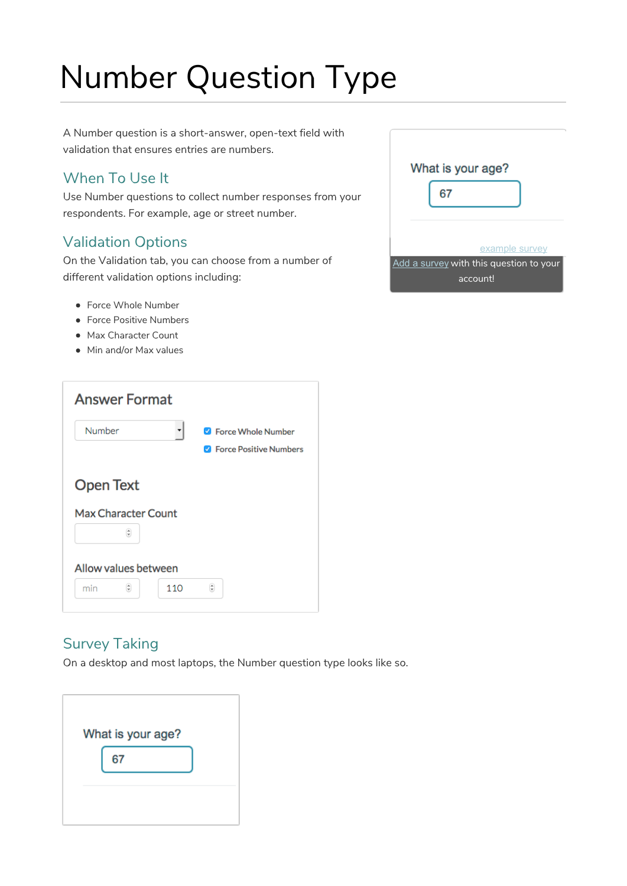# Number Question Type

A Number question is a short-answer, open-text field with validation that ensures entries are numbers.

What is your age?

67

example survey

Add a survey with this question to your account!

## When To Use It

Use Number questions to collect number responses from your respondents. For example, age or street number.

## Validation Options

On the Validation tab, you can choose from a number of different validation options including:

- Force Whole Number
- Force Positive Numbers
- Max Character Count
- Min and/or Max values

Answer Format

Number

Force Whole Number

Force Positive Numbers

Open Text

Max Character Count

Allow values between

min 110

## Survey Taking

On a desktop and most laptops, the Number question type looks like so.

What is your age?

67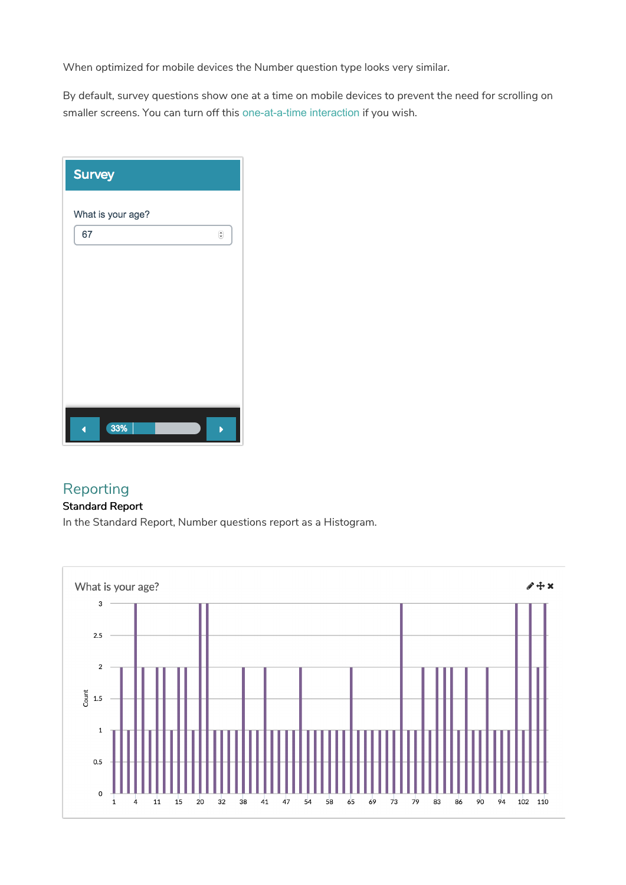When optimized for mobile devices the Number question type looks very similar.

By default, survey questions show one at a time on mobile devices to prevent the need for scrolling on smaller screens. You can turn off this one-at-a-time interaction if you wish.

## Reporting

### Standard Report

In the Standard Report, Number questions report as a Histogram.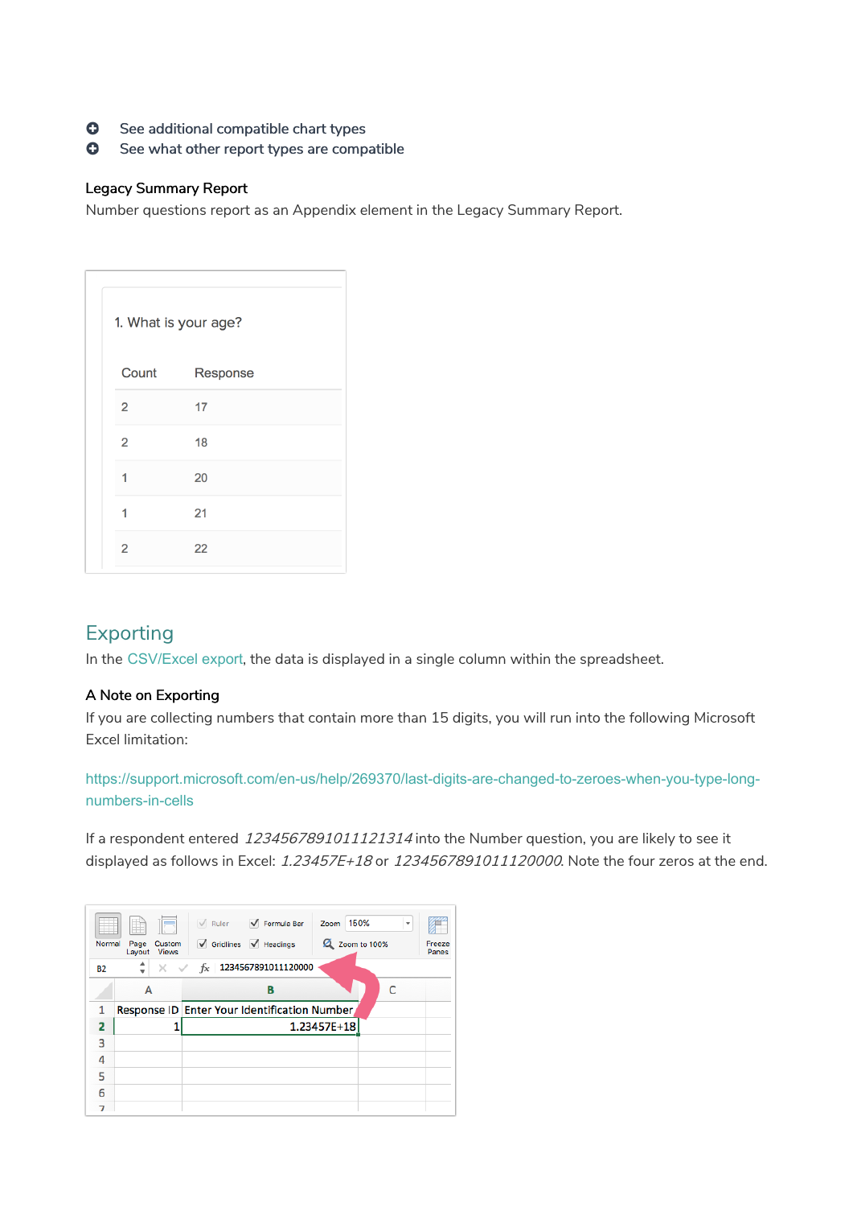- See additional compatible chart types
- See what other report types are compatible

**Legacy Summary Report**

Number questions report as an Appendix element in the Legacy Summary Report.

1. What is your age?

| Count | Response |
| --- | --- |
| 2 | 17 |
| 2 | 18 |
| 1 | 20 |
| 1 | 21 |
| 2 | 22 |

## Exporting

In the CSV/Excel export, the data is displayed in a single column within the spreadsheet.

**A Note on Exporting**

If you are collecting numbers that contain more than 15 digits, you will run into the following Microsoft Excel limitation:

https://support.microsoft.com/en-us/help/269370/last-digits-are-changed-to-zeroes-when-you-type-long-numbers-in-cells

If a respondent entered *1234567891011121314* into the Number question, you are likely to see it displayed as follows in Excel: *1.23457E+18* or *1234567891011120000*. Note the four zeros at the end.

| | A | B | C |
| --- | --- | --- | --- |
| 1 | Response ID | Enter Your Identification Number | |
| 2 | 1 | 1.23457E+18 | |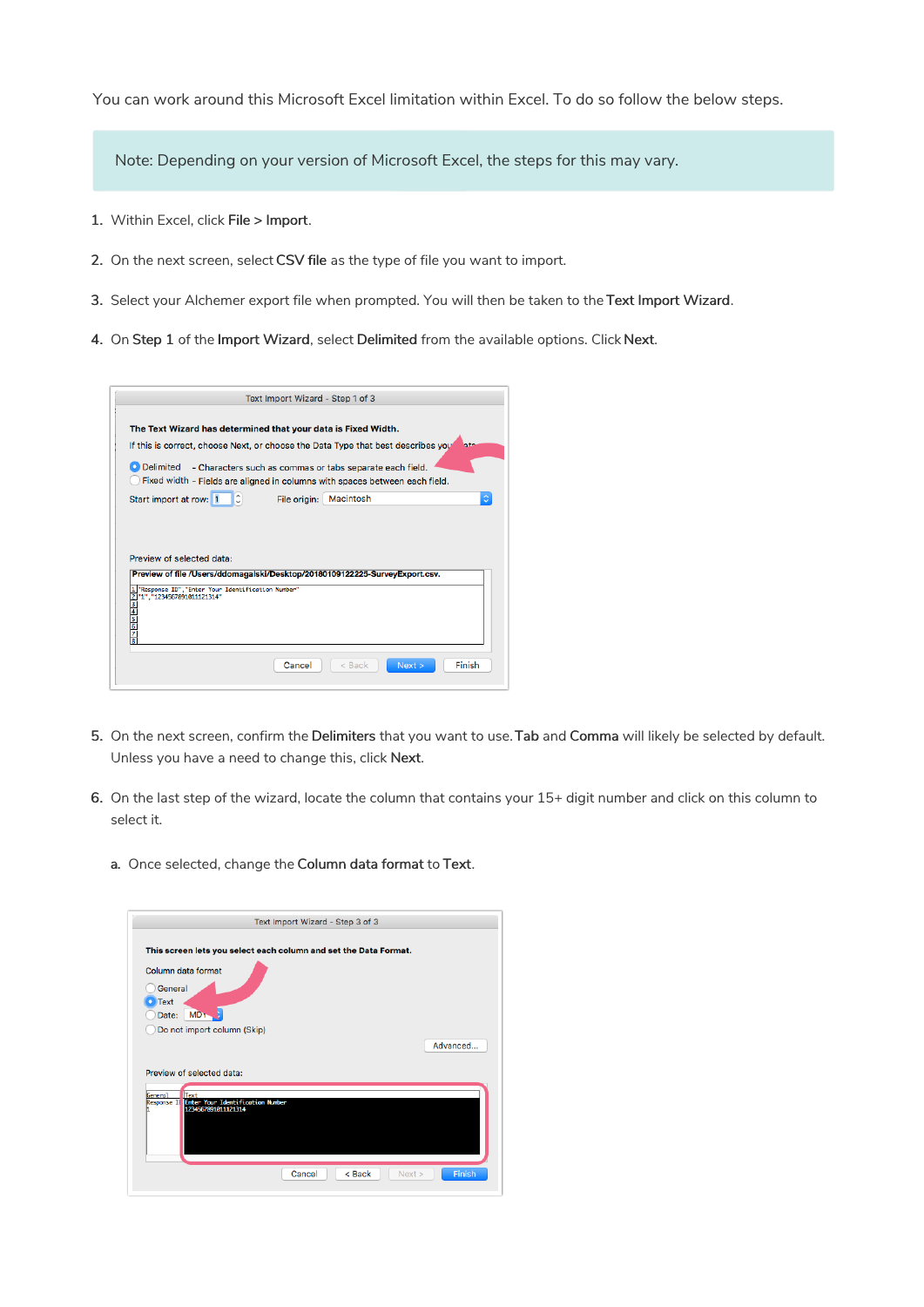You can work around this Microsoft Excel limitation within Excel. To do so follow the below steps.

> Note: Depending on your version of Microsoft Excel, the steps for this may vary.

1. Within Excel, click **File > Import**.
2. On the next screen, select **CSV file** as the type of file you want to import.
3. Select your Alchemer export file when prompted. You will then be taken to the **Text Import Wizard**.
4. On **Step 1** of the **Import Wizard**, select **Delimited** from the available options. Click **Next**.

5. On the next screen, confirm the **Delimiters** that you want to use. **Tab** and **Comma** will likely be selected by default. Unless you have a need to change this, click **Next**.
6. On the last step of the wizard, locate the column that contains your 15+ digit number and click on this column to select it.

   a. Once selected, change the **Column data format** to **Text**.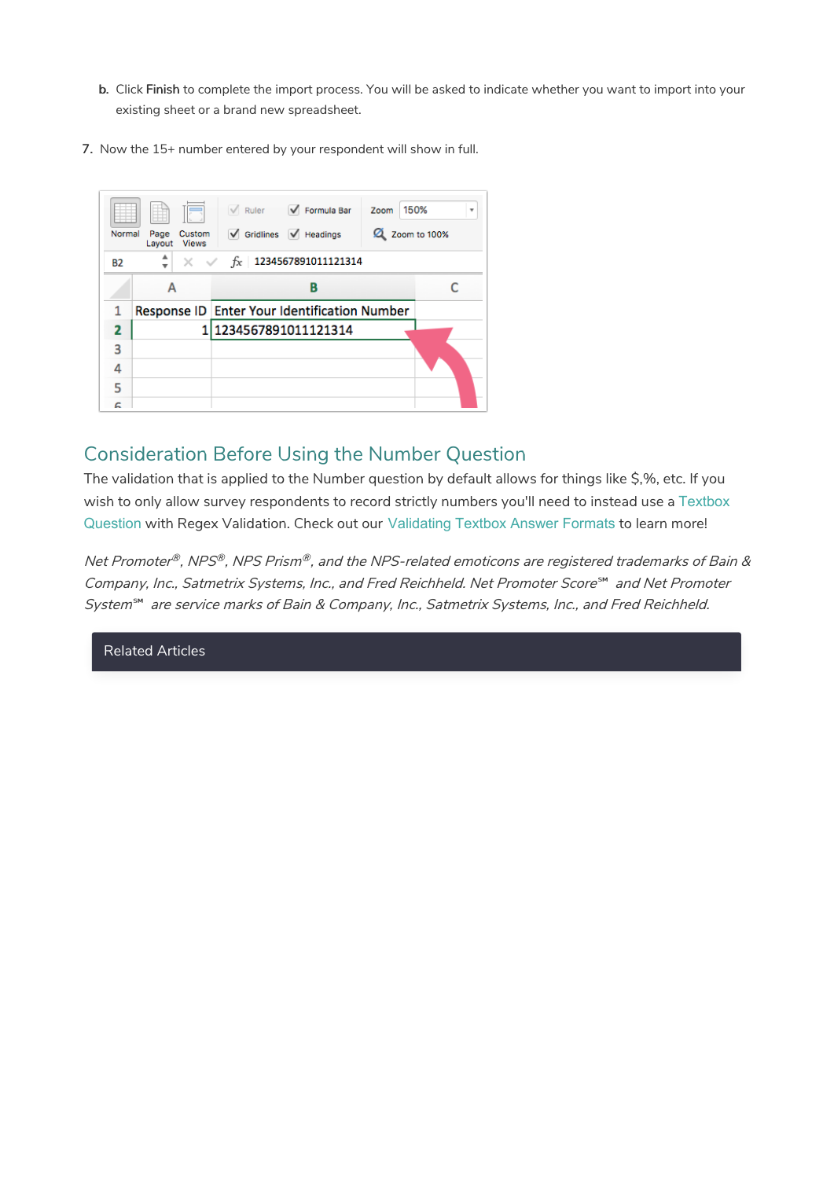b. Click **Finish** to complete the import process. You will be asked to indicate whether you want to import into your existing sheet or a brand new spreadsheet.

7. Now the 15+ number entered by your respondent will show in full.

## Consideration Before Using the Number Question

The validation that is applied to the Number question by default allows for things like $,%, etc. If you wish to only allow survey respondents to record strictly numbers you'll need to instead use a Textbox Question with Regex Validation. Check out our Validating Textbox Answer Formats to learn more!

*Net Promoter®, NPS®, NPS Prism®, and the NPS-related emoticons are registered trademarks of Bain & Company, Inc., Satmetrix Systems, Inc., and Fred Reichheld. Net Promoter Score℠ and Net Promoter System℠ are service marks of Bain & Company, Inc., Satmetrix Systems, Inc., and Fred Reichheld.*

Related Articles